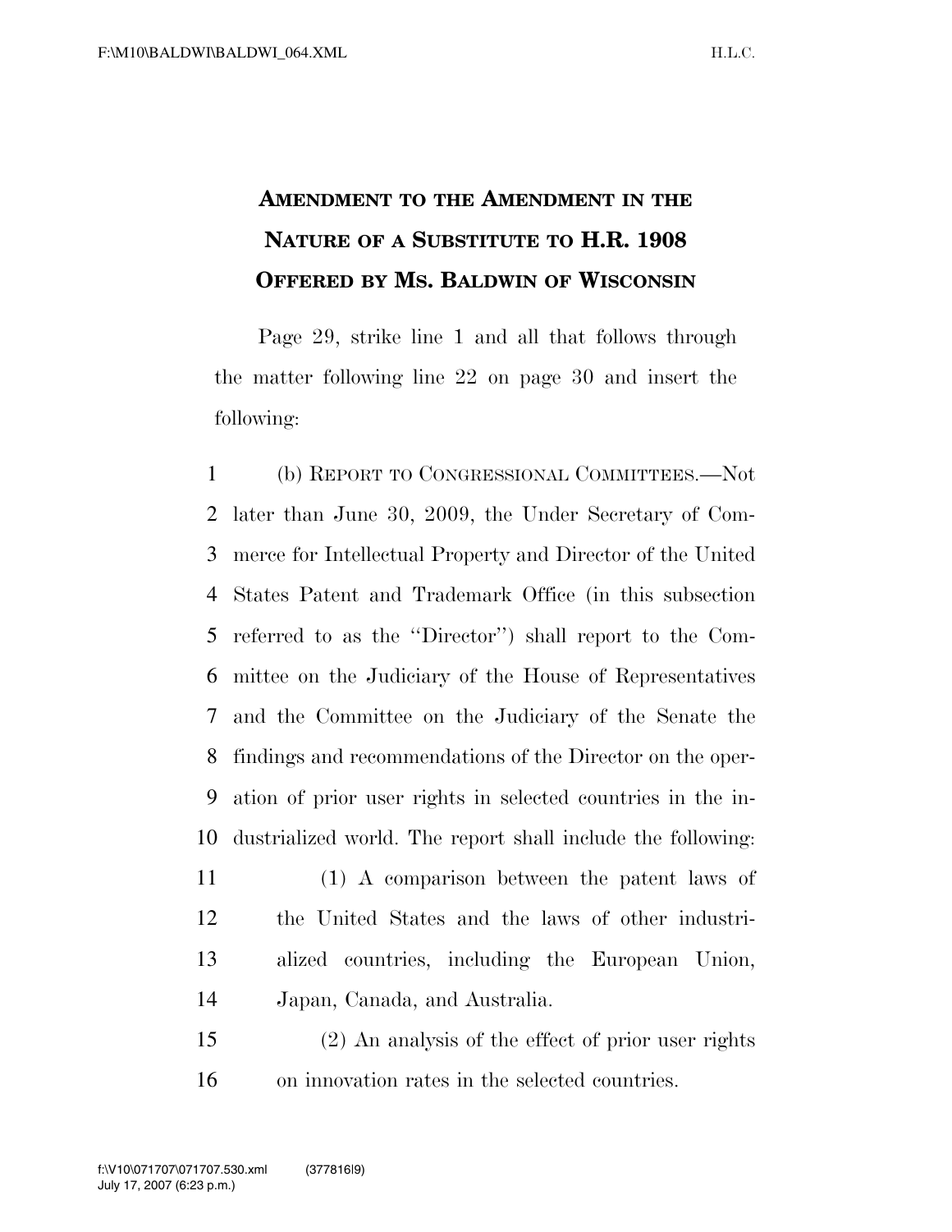# AMENDMENT TO THE AMENDMENT IN THE NATURE OF A SUBSTITUTE TO H.R. 1908 OFFERED BY MS. BALDWIN OF WISCONSIN

Page 29, strike line 1 and all that follows through the matter following line 22 on page 30 and insert the following:

(b) REPORT TO CONGRESSIONAL COMMITTEES.—Not later than June 30, 2009, the Under Secretary of Commerce for Intellectual Property and Director of the United States Patent and Trademark Office (in this subsection referred to as the ''Director'') shall report to the Committee on the Judiciary of the House of Representatives and the Committee on the Judiciary of the Senate the findings and recommendations of the Director on the operation of prior user rights in selected countries in the industrialized world. The report shall include the following:

(1) A comparison between the patent laws of the United States and the laws of other industrialized countries, including the European Union, Japan, Canada, and Australia.

(2) An analysis of the effect of prior user rights on innovation rates in the selected countries.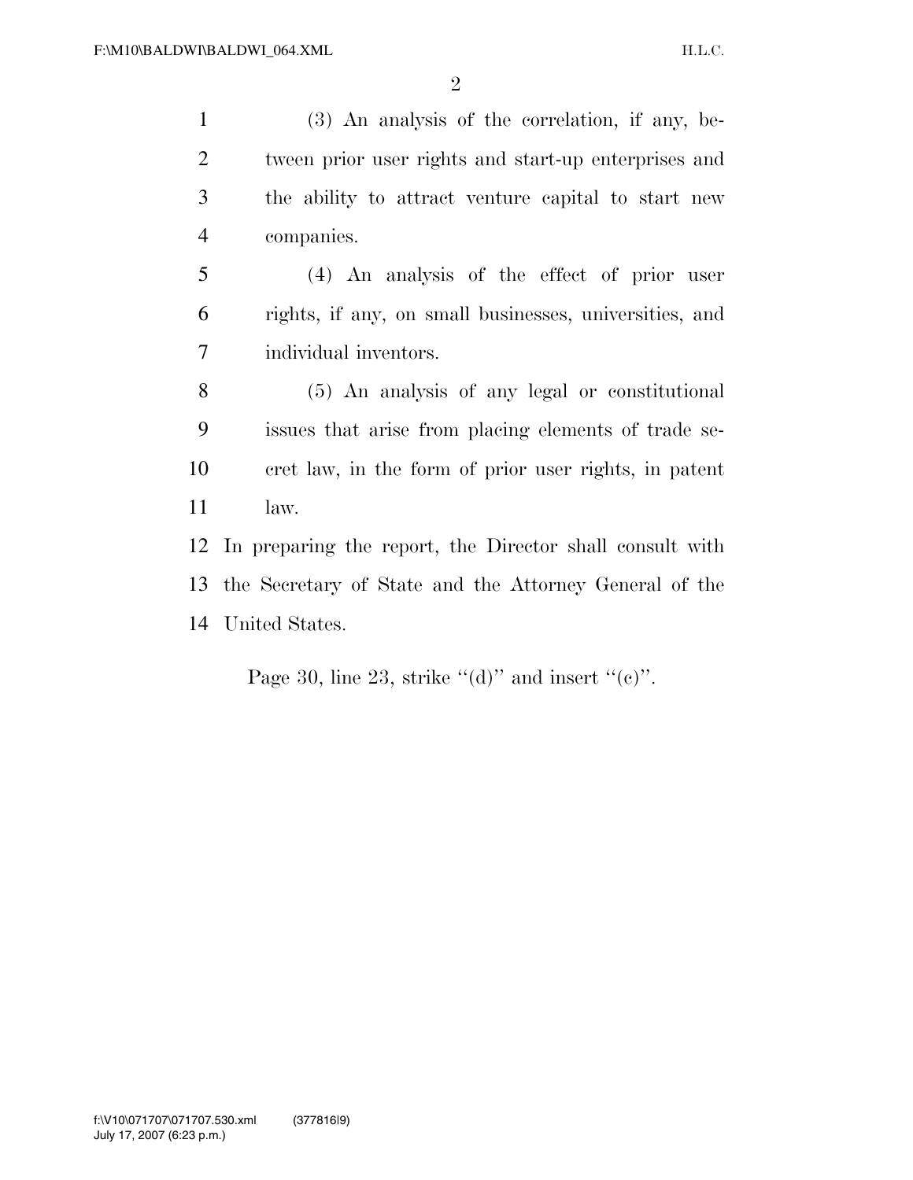(3) An analysis of the correlation, if any, between prior user rights and start-up enterprises and the ability to attract venture capital to start new companies.

(4) An analysis of the effect of prior user rights, if any, on small businesses, universities, and individual inventors.

(5) An analysis of any legal or constitutional issues that arise from placing elements of trade secret law, in the form of prior user rights, in patent law.

In preparing the report, the Director shall consult with the Secretary of State and the Attorney General of the United States.

Page 30, line 23, strike ''(d)'' and insert ''(c)''.